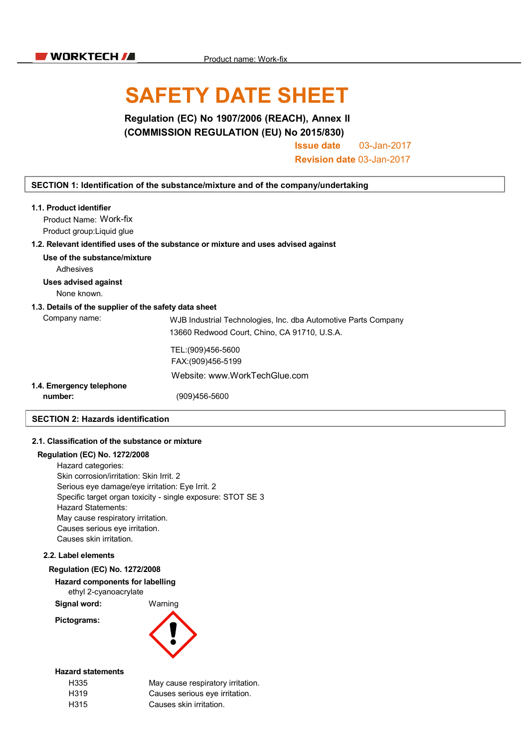# SAFETY DATE SHEET

**Regulation (EC) No 1907/2006 (REACH), Annex II**
**(COMMISSION REGULATION (EU) No 2015/830)**

**Issue date** 03-Jan-2017
**Revision date** 03-Jan-2017

## SECTION 1: Identification of the substance/mixture and of the company/undertaking

### 1.1. Product identifier

Product Name: Work-fix

Product group:Liquid glue

### 1.2. Relevant identified uses of the substance or mixture and uses advised against

**Use of the substance/mixture**

Adhesives

**Uses advised against**

None known.

### 1.3. Details of the supplier of the safety data sheet

Company name: WJB Industrial Technologies, Inc. dba Automotive Parts Company
13660 Redwood Court, Chino, CA 91710, U.S.A.

TEL:(909)456-5600
FAX:(909)456-5199

Website: www.WorkTechGlue.com

### 1.4. Emergency telephone number:

(909)456-5600

## SECTION 2: Hazards identification

### 2.1. Classification of the substance or mixture

**Regulation (EC) No. 1272/2008**

Hazard categories:
Skin corrosion/irritation: Skin Irrit. 2
Serious eye damage/eye irritation: Eye Irrit. 2
Specific target organ toxicity - single exposure: STOT SE 3
Hazard Statements:
May cause respiratory irritation.
Causes serious eye irritation.
Causes skin irritation.

### 2.2. Label elements

**Regulation (EC) No. 1272/2008**

**Hazard components for labelling**
ethyl 2-cyanoacrylate

**Signal word:** Warning

**Pictograms:**

**Hazard statements**

| | |
|---|---|
| H335 | May cause respiratory irritation. |
| H319 | Causes serious eye irritation. |
| H315 | Causes skin irritation. |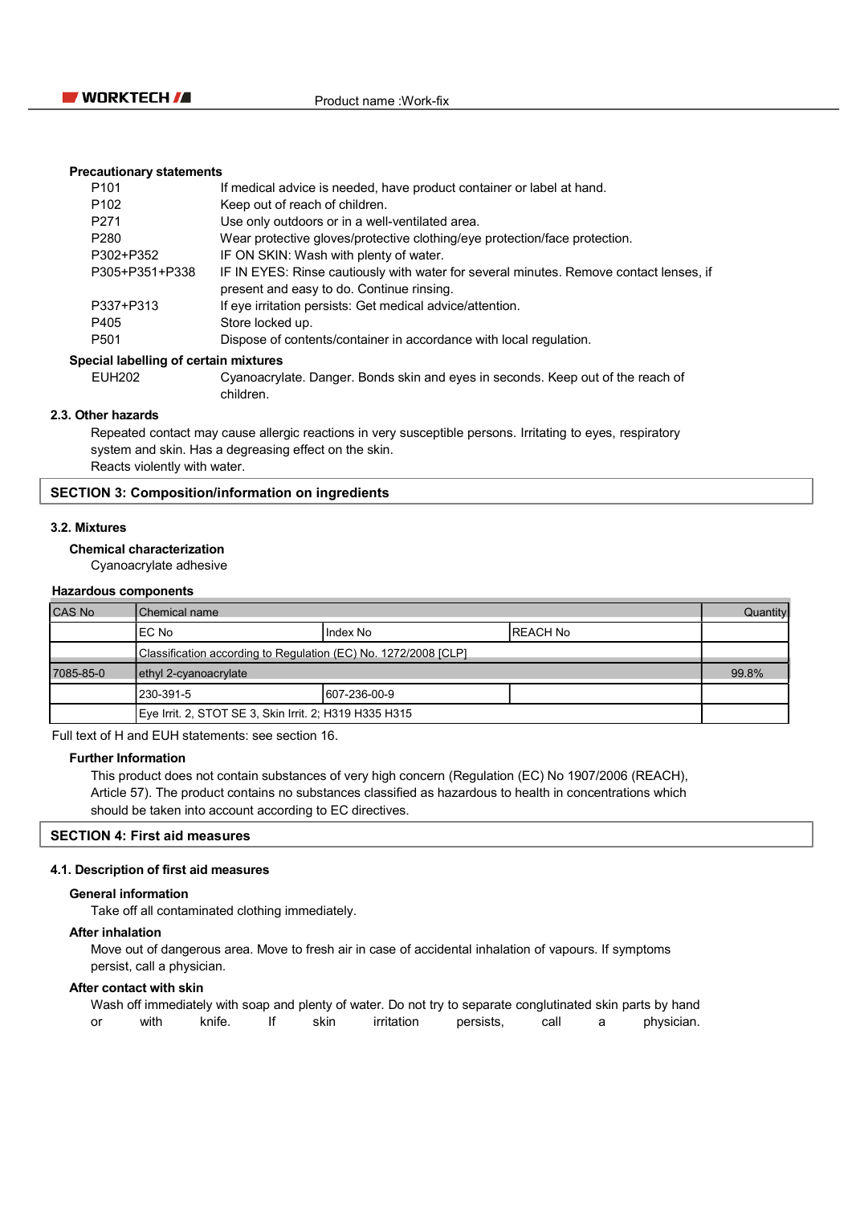**Precautionary statements**

| | |
|---|---|
| P101 | If medical advice is needed, have product container or label at hand. |
| P102 | Keep out of reach of children. |
| P271 | Use only outdoors or in a well-ventilated area. |
| P280 | Wear protective gloves/protective clothing/eye protection/face protection. |
| P302+P352 | IF ON SKIN: Wash with plenty of water. |
| P305+P351+P338 | IF IN EYES: Rinse cautiously with water for several minutes. Remove contact lenses, if present and easy to do. Continue rinsing. |
| P337+P313 | If eye irritation persists: Get medical advice/attention. |
| P405 | Store locked up. |
| P501 | Dispose of contents/container in accordance with local regulation. |

**Special labelling of certain mixtures**

| | |
|---|---|
| EUH202 | Cyanoacrylate. Danger. Bonds skin and eyes in seconds. Keep out of the reach of children. |

### 2.3. Other hazards

Repeated contact may cause allergic reactions in very susceptible persons. Irritating to eyes, respiratory system and skin. Has a degreasing effect on the skin.
Reacts violently with water.

## SECTION 3: Composition/information on ingredients

### 3.2. Mixtures

**Chemical characterization**

Cyanoacrylate adhesive

**Hazardous components**

| CAS No | Chemical name | | | Quantity |
|---|---|---|---|---|
| | EC No | Index No | REACH No | |
| | Classification according to Regulation (EC) No. 1272/2008 [CLP] | | | |
| 7085-85-0 | ethyl 2-cyanoacrylate | | | 99.8% |
| | 230-391-5 | 607-236-00-9 | | |
| | Eye Irrit. 2, STOT SE 3, Skin Irrit. 2; H319 H335 H315 | | | |

Full text of H and EUH statements: see section 16.

**Further Information**

This product does not contain substances of very high concern (Regulation (EC) No 1907/2006 (REACH), Article 57). The product contains no substances classified as hazardous to health in concentrations which should be taken into account according to EC directives.

## SECTION 4: First aid measures

### 4.1. Description of first aid measures

**General information**

Take off all contaminated clothing immediately.

**After inhalation**

Move out of dangerous area. Move to fresh air in case of accidental inhalation of vapours. If symptoms persist, call a physician.

**After contact with skin**

Wash off immediately with soap and plenty of water. Do not try to separate conglutinated skin parts by hand or with knife. If skin irritation persists, call a physician.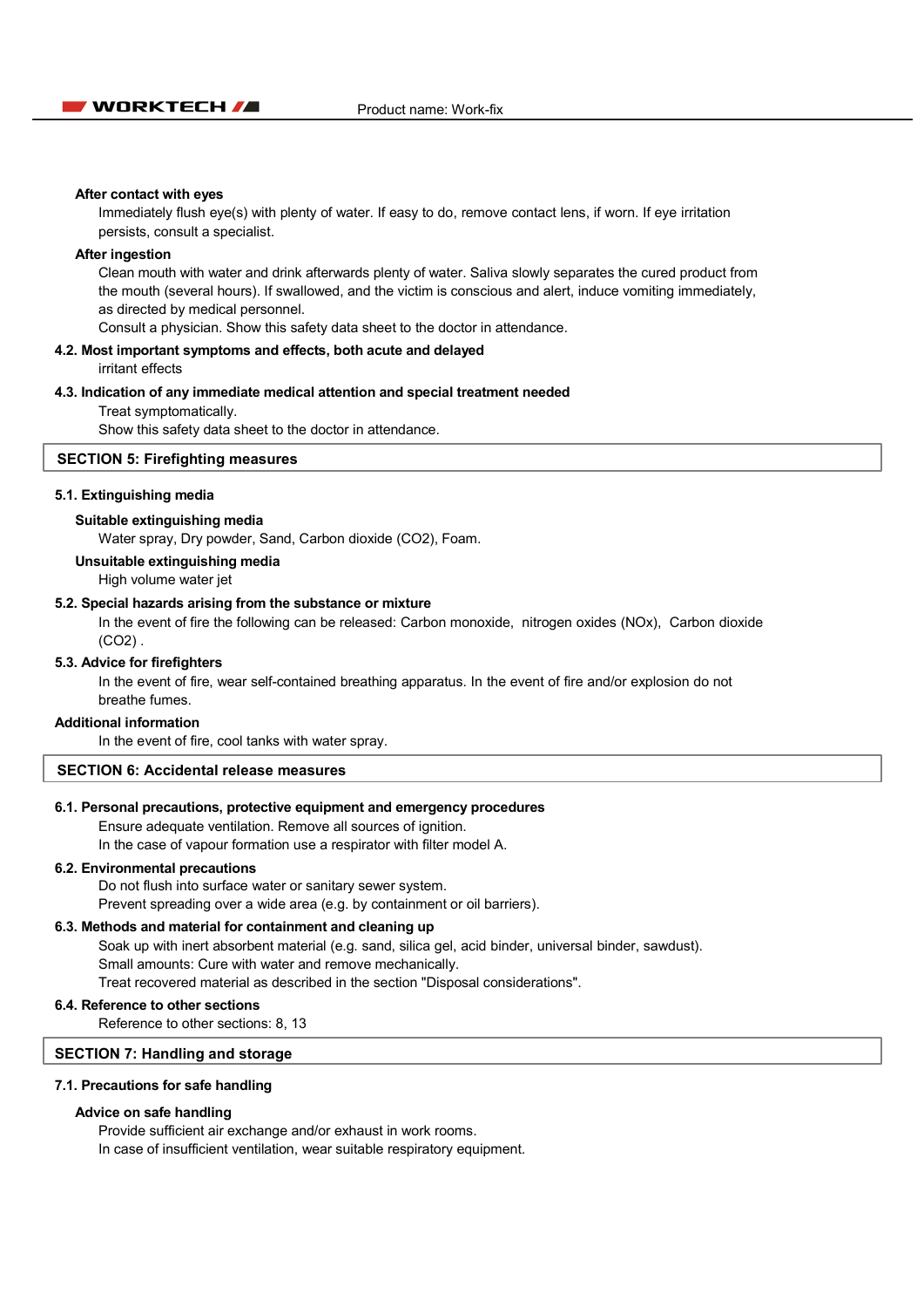**After contact with eyes**

Immediately flush eye(s) with plenty of water. If easy to do, remove contact lens, if worn. If eye irritation persists, consult a specialist.

**After ingestion**

Clean mouth with water and drink afterwards plenty of water. Saliva slowly separates the cured product from the mouth (several hours). If swallowed, and the victim is conscious and alert, induce vomiting immediately, as directed by medical personnel.

Consult a physician. Show this safety data sheet to the doctor in attendance.

### 4.2. Most important symptoms and effects, both acute and delayed

irritant effects

### 4.3. Indication of any immediate medical attention and special treatment needed

Treat symptomatically.

Show this safety data sheet to the doctor in attendance.

## SECTION 5: Firefighting measures

### 5.1. Extinguishing media

**Suitable extinguishing media**

Water spray, Dry powder, Sand, Carbon dioxide ($CO_2$), Foam.

**Unsuitable extinguishing media**

High volume water jet

### 5.2. Special hazards arising from the substance or mixture

In the event of fire the following can be released: Carbon monoxide, nitrogen oxides (NOx), Carbon dioxide ($CO_2$) .

### 5.3. Advice for firefighters

In the event of fire, wear self-contained breathing apparatus. In the event of fire and/or explosion do not breathe fumes.

**Additional information**

In the event of fire, cool tanks with water spray.

## SECTION 6: Accidental release measures

### 6.1. Personal precautions, protective equipment and emergency procedures

Ensure adequate ventilation. Remove all sources of ignition.

In the case of vapour formation use a respirator with filter model A.

### 6.2. Environmental precautions

Do not flush into surface water or sanitary sewer system.

Prevent spreading over a wide area (e.g. by containment or oil barriers).

### 6.3. Methods and material for containment and cleaning up

Soak up with inert absorbent material (e.g. sand, silica gel, acid binder, universal binder, sawdust).

Small amounts: Cure with water and remove mechanically.

Treat recovered material as described in the section "Disposal considerations".

### 6.4. Reference to other sections

Reference to other sections: 8, 13

## SECTION 7: Handling and storage

### 7.1. Precautions for safe handling

**Advice on safe handling**

Provide sufficient air exchange and/or exhaust in work rooms.

In case of insufficient ventilation, wear suitable respiratory equipment.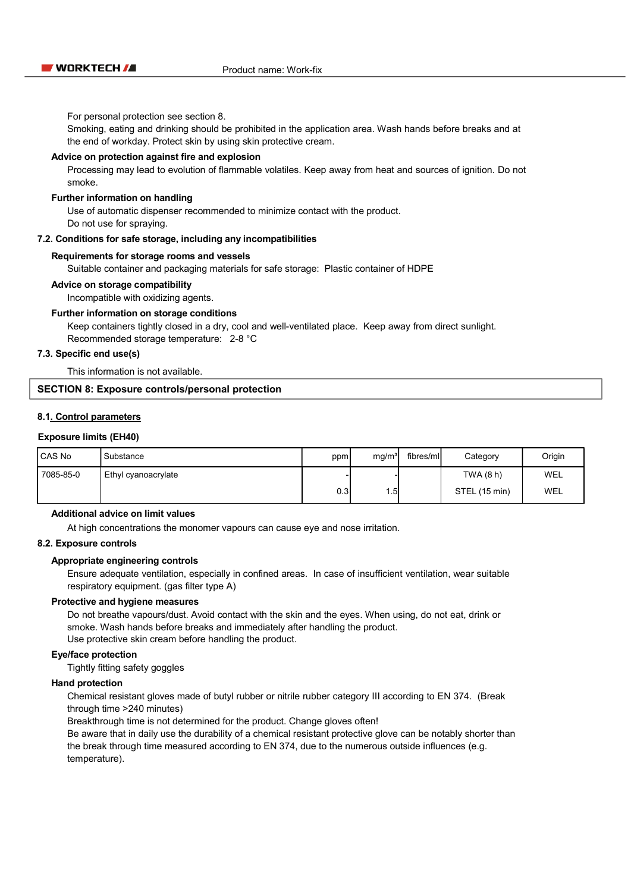For personal protection see section 8.
Smoking, eating and drinking should be prohibited in the application area. Wash hands before breaks and at the end of workday. Protect skin by using skin protective cream.

**Advice on protection against fire and explosion**

Processing may lead to evolution of flammable volatiles. Keep away from heat and sources of ignition. Do not smoke.

**Further information on handling**

Use of automatic dispenser recommended to minimize contact with the product.
Do not use for spraying.

### 7.2. Conditions for safe storage, including any incompatibilities

**Requirements for storage rooms and vessels**

Suitable container and packaging materials for safe storage: Plastic container of HDPE

**Advice on storage compatibility**

Incompatible with oxidizing agents.

**Further information on storage conditions**

Keep containers tightly closed in a dry, cool and well-ventilated place. Keep away from direct sunlight.
Recommended storage temperature: 2-8 °C

### 7.3. Specific end use(s)

This information is not available.

## SECTION 8: Exposure controls/personal protection

### 8.1. Control parameters

**Exposure limits (EH40)**

| CAS No | Substance | ppm | mg/m³ | fibres/ml | Category | Origin |
|---|---|---|---|---|---|---|
| 7085-85-0 | Ethyl cyanoacrylate | - | - | | TWA (8 h) | WEL |
| | | 0.3 | 1.5 | | STEL (15 min) | WEL |

**Additional advice on limit values**

At high concentrations the monomer vapours can cause eye and nose irritation.

### 8.2. Exposure controls

**Appropriate engineering controls**

Ensure adequate ventilation, especially in confined areas. In case of insufficient ventilation, wear suitable respiratory equipment. (gas filter type A)

**Protective and hygiene measures**

Do not breathe vapours/dust. Avoid contact with the skin and the eyes. When using, do not eat, drink or smoke. Wash hands before breaks and immediately after handling the product.
Use protective skin cream before handling the product.

**Eye/face protection**

Tightly fitting safety goggles

**Hand protection**

Chemical resistant gloves made of butyl rubber or nitrile rubber category III according to EN 374. (Break through time >240 minutes)
Breakthrough time is not determined for the product. Change gloves often!
Be aware that in daily use the durability of a chemical resistant protective glove can be notably shorter than the break through time measured according to EN 374, due to the numerous outside influences (e.g. temperature).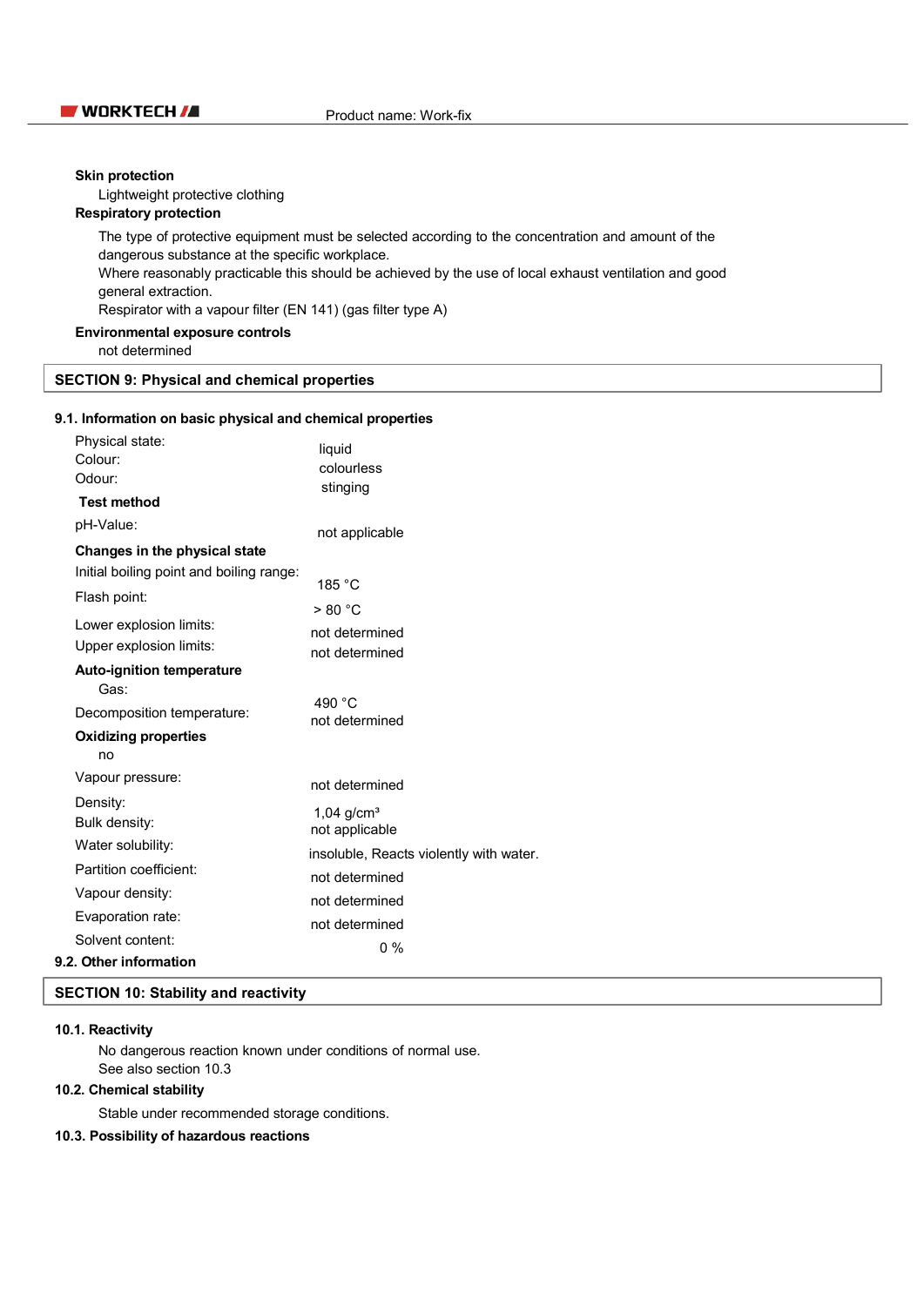**Skin protection**

Lightweight protective clothing

**Respiratory protection**

The type of protective equipment must be selected according to the concentration and amount of the dangerous substance at the specific workplace.
Where reasonably practicable this should be achieved by the use of local exhaust ventilation and good general extraction.
Respirator with a vapour filter (EN 141) (gas filter type A)

**Environmental exposure controls**

not determined

## SECTION 9: Physical and chemical properties

### 9.1. Information on basic physical and chemical properties

| | |
|---|---|
| Physical state: | liquid |
| Colour: | colourless |
| Odour: | stinging |
| **Test method** | |
| pH-Value: | not applicable |
| **Changes in the physical state** | |
| Initial boiling point and boiling range: | 185 °C |
| Flash point: | > 80 °C |
| Lower explosion limits: | not determined |
| Upper explosion limits: | not determined |
| **Auto-ignition temperature** | |
| Gas: | 490 °C |
| Decomposition temperature: | not determined |
| **Oxidizing properties** | |
| no | |
| Vapour pressure: | not determined |
| Density: | 1,04 g/cm³ |
| Bulk density: | not applicable |
| Water solubility: | insoluble, Reacts violently with water. |
| Partition coefficient: | not determined |
| Vapour density: | not determined |
| Evaporation rate: | not determined |
| Solvent content: | 0 % |

### 9.2. Other information

## SECTION 10: Stability and reactivity

### 10.1. Reactivity

No dangerous reaction known under conditions of normal use.
See also section 10.3

### 10.2. Chemical stability

Stable under recommended storage conditions.

### 10.3. Possibility of hazardous reactions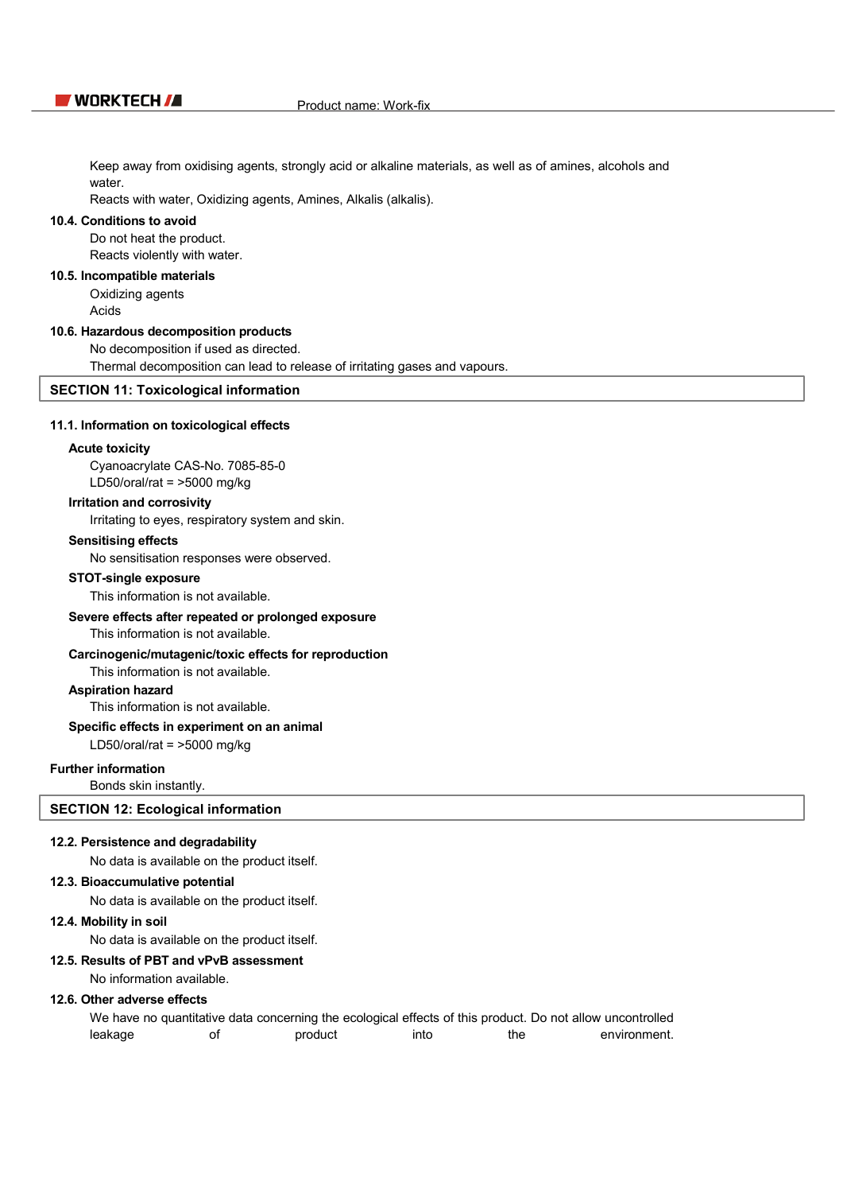Keep away from oxidising agents, strongly acid or alkaline materials, as well as of amines, alcohols and water.
Reacts with water, Oxidizing agents, Amines, Alkalis (alkalis).

**10.4. Conditions to avoid**

Do not heat the product.
Reacts violently with water.

**10.5. Incompatible materials**

Oxidizing agents
Acids

**10.6. Hazardous decomposition products**

No decomposition if used as directed.
Thermal decomposition can lead to release of irritating gases and vapours.

## SECTION 11: Toxicological information

**11.1. Information on toxicological effects**

**Acute toxicity**

Cyanoacrylate CAS-No. 7085-85-0
LD50/oral/rat = >5000 mg/kg

**Irritation and corrosivity**

Irritating to eyes, respiratory system and skin.

**Sensitising effects**

No sensitisation responses were observed.

**STOT-single exposure**

This information is not available.

**Severe effects after repeated or prolonged exposure**

This information is not available.

**Carcinogenic/mutagenic/toxic effects for reproduction**

This information is not available.

**Aspiration hazard**

This information is not available.

**Specific effects in experiment on an animal**

LD50/oral/rat = >5000 mg/kg

**Further information**

Bonds skin instantly.

## SECTION 12: Ecological information

**12.2. Persistence and degradability**

No data is available on the product itself.

**12.3. Bioaccumulative potential**

No data is available on the product itself.

**12.4. Mobility in soil**

No data is available on the product itself.

**12.5. Results of PBT and vPvB assessment**

No information available.

**12.6. Other adverse effects**

We have no quantitative data concerning the ecological effects of this product. Do not allow uncontrolled leakage of product into the environment.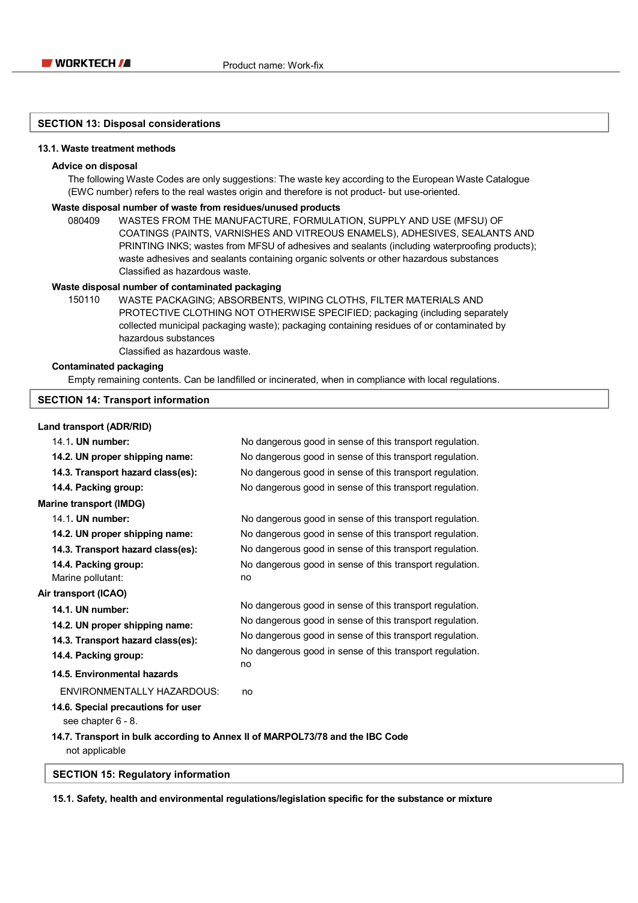## SECTION 13: Disposal considerations

### 13.1. Waste treatment methods

**Advice on disposal**

The following Waste Codes are only suggestions: The waste key according to the European Waste Catalogue (EWC number) refers to the real wastes origin and therefore is not product- but use-oriented.

**Waste disposal number of waste from residues/unused products**

080409 WASTES FROM THE MANUFACTURE, FORMULATION, SUPPLY AND USE (MFSU) OF COATINGS (PAINTS, VARNISHES AND VITREOUS ENAMELS), ADHESIVES, SEALANTS AND PRINTING INKS; wastes from MFSU of adhesives and sealants (including waterproofing products); waste adhesives and sealants containing organic solvents or other hazardous substances
Classified as hazardous waste.

**Waste disposal number of contaminated packaging**

150110 WASTE PACKAGING; ABSORBENTS, WIPING CLOTHS, FILTER MATERIALS AND PROTECTIVE CLOTHING NOT OTHERWISE SPECIFIED; packaging (including separately collected municipal packaging waste); packaging containing residues of or contaminated by hazardous substances
Classified as hazardous waste.

**Contaminated packaging**

Empty remaining contents. Can be landfilled or incinerated, when in compliance with local regulations.

## SECTION 14: Transport information

**Land transport (ADR/RID)**

| | |
|---|---|
| 14.1. **UN number:** | No dangerous good in sense of this transport regulation. |
| **14.2. UN proper shipping name:** | No dangerous good in sense of this transport regulation. |
| **14.3. Transport hazard class(es):** | No dangerous good in sense of this transport regulation. |
| **14.4. Packing group:** | No dangerous good in sense of this transport regulation. |

**Marine transport (IMDG)**

| | |
|---|---|
| 14.1. **UN number:** | No dangerous good in sense of this transport regulation. |
| **14.2. UN proper shipping name:** | No dangerous good in sense of this transport regulation. |
| **14.3. Transport hazard class(es):** | No dangerous good in sense of this transport regulation. |
| **14.4. Packing group:** | No dangerous good in sense of this transport regulation. |
| Marine pollutant: | no |

**Air transport (ICAO)**

| | |
|---|---|
| **14.1. UN number:** | No dangerous good in sense of this transport regulation. |
| **14.2. UN proper shipping name:** | No dangerous good in sense of this transport regulation. |
| **14.3. Transport hazard class(es):** | No dangerous good in sense of this transport regulation. |
| **14.4. Packing group:** | No dangerous good in sense of this transport regulation. |
| | no |

**14.5. Environmental hazards**

ENVIRONMENTALLY HAZARDOUS: no

**14.6. Special precautions for user**

see chapter 6 - 8.

**14.7. Transport in bulk according to Annex II of MARPOL73/78 and the IBC Code**

not applicable

## SECTION 15: Regulatory information

**15.1. Safety, health and environmental regulations/legislation specific for the substance or mixture**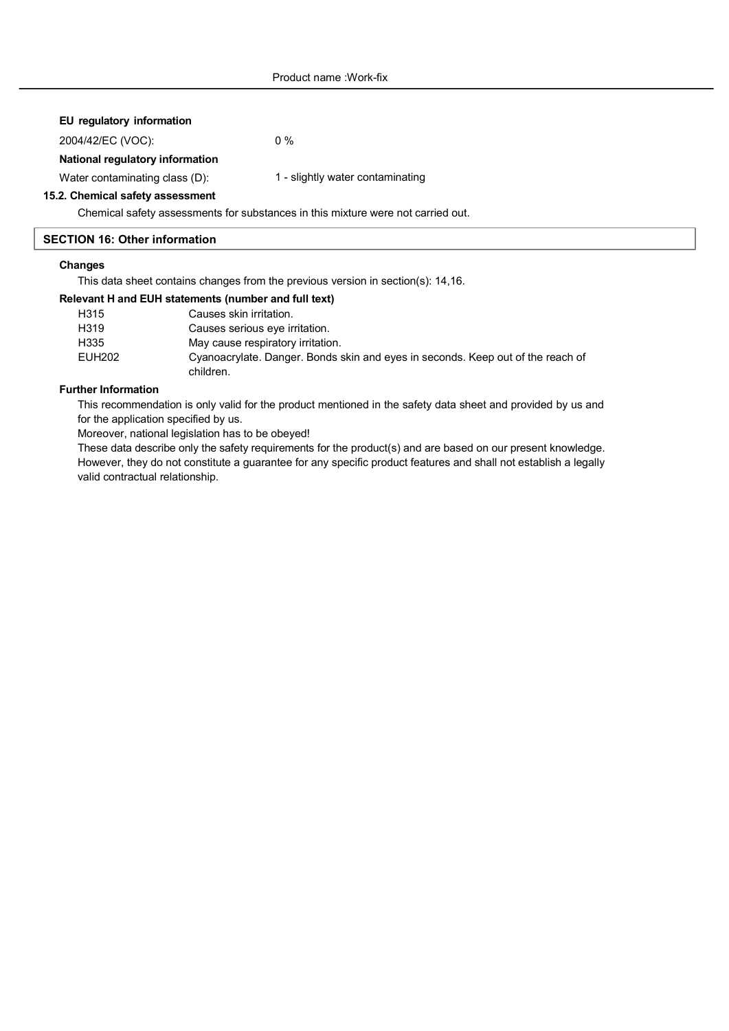**EU regulatory information**

| | |
|---|---|
| 2004/42/EC (VOC): | 0 % |

**National regulatory information**

| | |
|---|---|
| Water contaminating class (D): | 1 - slightly water contaminating |

### 15.2. Chemical safety assessment

Chemical safety assessments for substances in this mixture were not carried out.

## SECTION 16: Other information

**Changes**

This data sheet contains changes from the previous version in section(s): 14,16.

**Relevant H and EUH statements (number and full text)**

| | |
|---|---|
| H315 | Causes skin irritation. |
| H319 | Causes serious eye irritation. |
| H335 | May cause respiratory irritation. |
| EUH202 | Cyanoacrylate. Danger. Bonds skin and eyes in seconds. Keep out of the reach of children. |

**Further Information**

This recommendation is only valid for the product mentioned in the safety data sheet and provided by us and for the application specified by us.

Moreover, national legislation has to be obeyed!

These data describe only the safety requirements for the product(s) and are based on our present knowledge. However, they do not constitute a guarantee for any specific product features and shall not establish a legally valid contractual relationship.